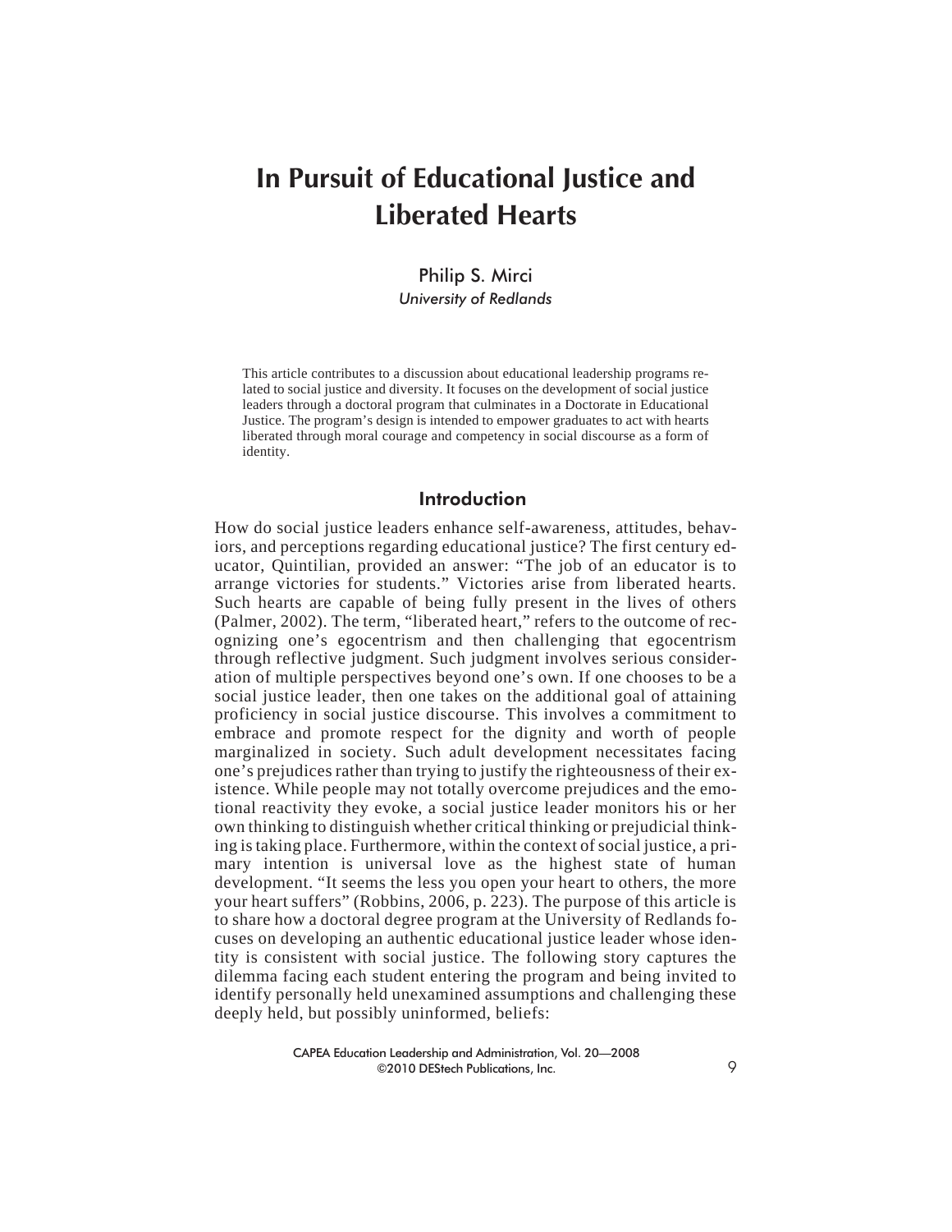# In Pursuit of Educational Justice and Liberated Hearts

Philip S. Mirci
*University of Redlands*

This article contributes to a discussion about educational leadership programs related to social justice and diversity. It focuses on the development of social justice leaders through a doctoral program that culminates in a Doctorate in Educational Justice. The program's design is intended to empower graduates to act with hearts liberated through moral courage and competency in social discourse as a form of identity.

## Introduction

How do social justice leaders enhance self-awareness, attitudes, behaviors, and perceptions regarding educational justice? The first century educator, Quintilian, provided an answer: "The job of an educator is to arrange victories for students." Victories arise from liberated hearts. Such hearts are capable of being fully present in the lives of others (Palmer, 2002). The term, "liberated heart," refers to the outcome of recognizing one's egocentrism and then challenging that egocentrism through reflective judgment. Such judgment involves serious consideration of multiple perspectives beyond one's own. If one chooses to be a social justice leader, then one takes on the additional goal of attaining proficiency in social justice discourse. This involves a commitment to embrace and promote respect for the dignity and worth of people marginalized in society. Such adult development necessitates facing one's prejudices rather than trying to justify the righteousness of their existence. While people may not totally overcome prejudices and the emotional reactivity they evoke, a social justice leader monitors his or her own thinking to distinguish whether critical thinking or prejudicial thinking is taking place. Furthermore, within the context of social justice, a primary intention is universal love as the highest state of human development. "It seems the less you open your heart to others, the more your heart suffers" (Robbins, 2006, p. 223). The purpose of this article is to share how a doctoral degree program at the University of Redlands focuses on developing an authentic educational justice leader whose identity is consistent with social justice. The following story captures the dilemma facing each student entering the program and being invited to identify personally held unexamined assumptions and challenging these deeply held, but possibly uninformed, beliefs: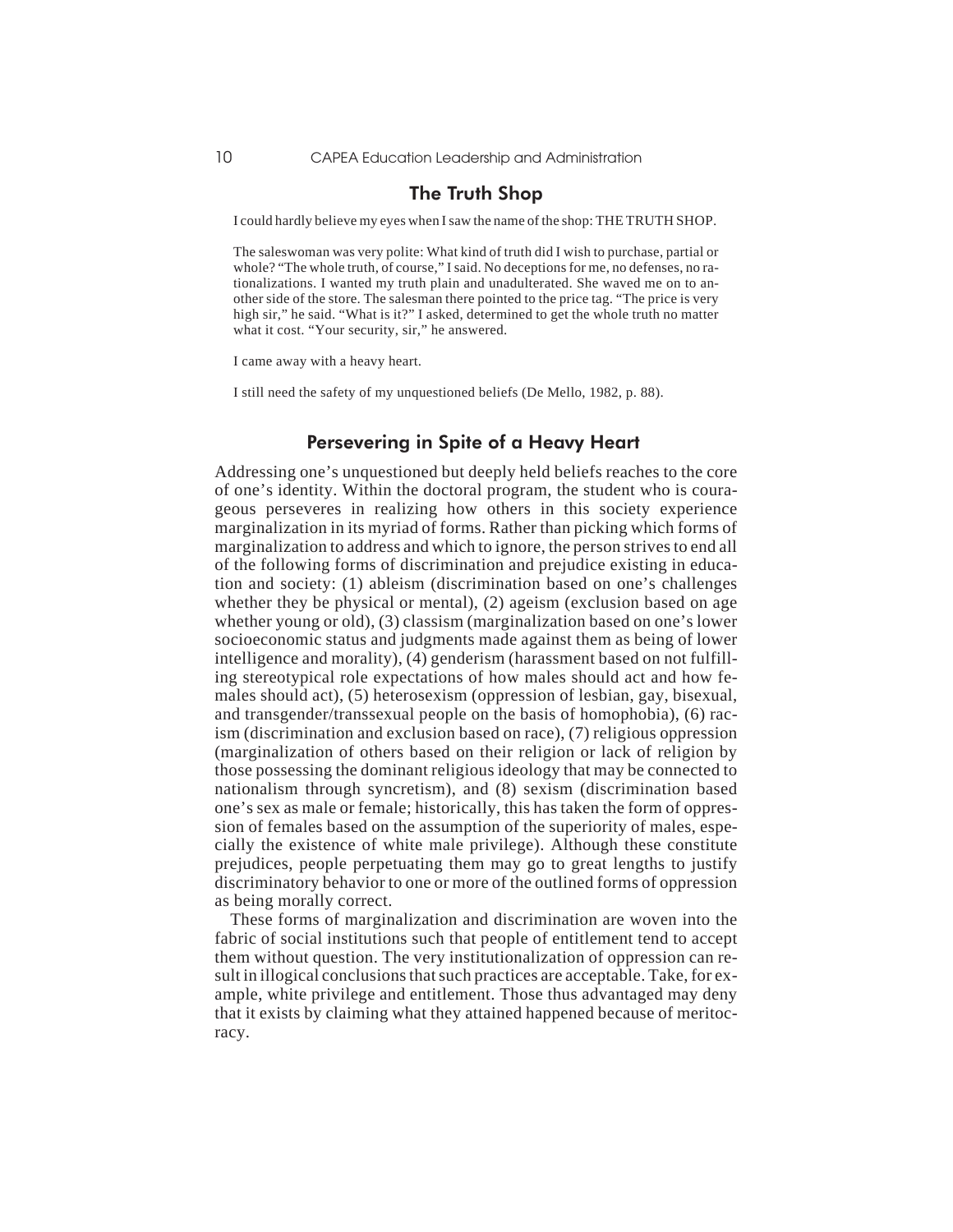## The Truth Shop

I could hardly believe my eyes when I saw the name of the shop: THE TRUTH SHOP.

The saleswoman was very polite: What kind of truth did I wish to purchase, partial or whole? "The whole truth, of course," I said. No deceptions for me, no defenses, no rationalizations. I wanted my truth plain and unadulterated. She waved me on to another side of the store. The salesman there pointed to the price tag. "The price is very high sir," he said. "What is it?" I asked, determined to get the whole truth no matter what it cost. "Your security, sir," he answered.

I came away with a heavy heart.

I still need the safety of my unquestioned beliefs (De Mello, 1982, p. 88).

## Persevering in Spite of a Heavy Heart

Addressing one's unquestioned but deeply held beliefs reaches to the core of one's identity. Within the doctoral program, the student who is courageous perseveres in realizing how others in this society experience marginalization in its myriad of forms. Rather than picking which forms of marginalization to address and which to ignore, the person strives to end all of the following forms of discrimination and prejudice existing in education and society: (1) ableism (discrimination based on one's challenges whether they be physical or mental), (2) ageism (exclusion based on age whether young or old), (3) classism (marginalization based on one's lower socioeconomic status and judgments made against them as being of lower intelligence and morality), (4) genderism (harassment based on not fulfilling stereotypical role expectations of how males should act and how females should act), (5) heterosexism (oppression of lesbian, gay, bisexual, and transgender/transsexual people on the basis of homophobia), (6) racism (discrimination and exclusion based on race), (7) religious oppression (marginalization of others based on their religion or lack of religion by those possessing the dominant religious ideology that may be connected to nationalism through syncretism), and (8) sexism (discrimination based one's sex as male or female; historically, this has taken the form of oppression of females based on the assumption of the superiority of males, especially the existence of white male privilege). Although these constitute prejudices, people perpetuating them may go to great lengths to justify discriminatory behavior to one or more of the outlined forms of oppression as being morally correct.

These forms of marginalization and discrimination are woven into the fabric of social institutions such that people of entitlement tend to accept them without question. The very institutionalization of oppression can result in illogical conclusions that such practices are acceptable. Take, for example, white privilege and entitlement. Those thus advantaged may deny that it exists by claiming what they attained happened because of meritocracy.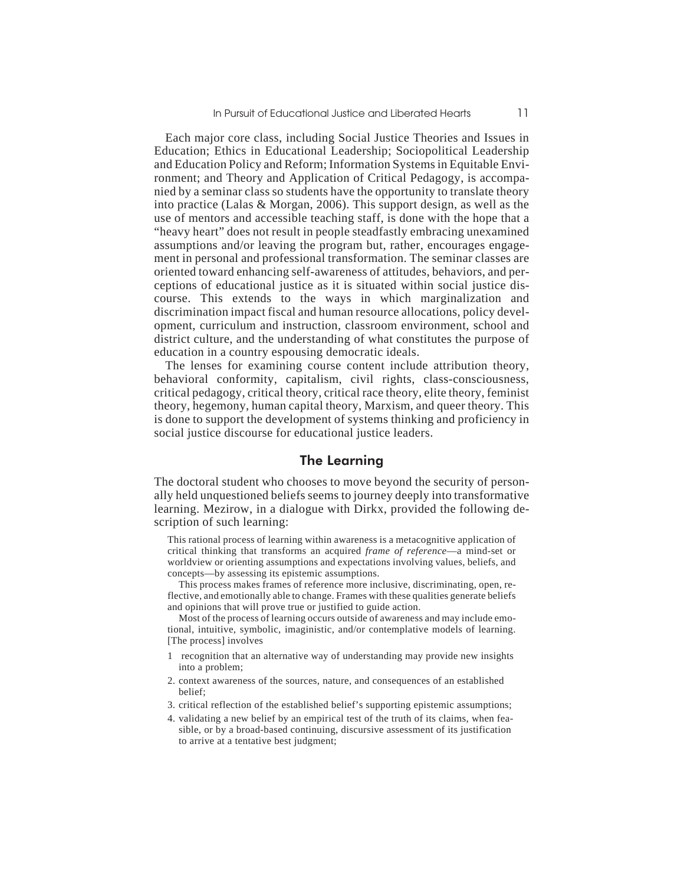Each major core class, including Social Justice Theories and Issues in Education; Ethics in Educational Leadership; Sociopolitical Leadership and Education Policy and Reform; Information Systems in Equitable Environment; and Theory and Application of Critical Pedagogy, is accompanied by a seminar class so students have the opportunity to translate theory into practice (Lalas & Morgan, 2006). This support design, as well as the use of mentors and accessible teaching staff, is done with the hope that a "heavy heart" does not result in people steadfastly embracing unexamined assumptions and/or leaving the program but, rather, encourages engagement in personal and professional transformation. The seminar classes are oriented toward enhancing self-awareness of attitudes, behaviors, and perceptions of educational justice as it is situated within social justice discourse. This extends to the ways in which marginalization and discrimination impact fiscal and human resource allocations, policy development, curriculum and instruction, classroom environment, school and district culture, and the understanding of what constitutes the purpose of education in a country espousing democratic ideals.

The lenses for examining course content include attribution theory, behavioral conformity, capitalism, civil rights, class-consciousness, critical pedagogy, critical theory, critical race theory, elite theory, feminist theory, hegemony, human capital theory, Marxism, and queer theory. This is done to support the development of systems thinking and proficiency in social justice discourse for educational justice leaders.

## The Learning

The doctoral student who chooses to move beyond the security of personally held unquestioned beliefs seems to journey deeply into transformative learning. Mezirow, in a dialogue with Dirkx, provided the following description of such learning:

> This rational process of learning within awareness is a metacognitive application of critical thinking that transforms an acquired *frame of reference*—a mind-set or worldview or orienting assumptions and expectations involving values, beliefs, and concepts—by assessing its epistemic assumptions.
>
> This process makes frames of reference more inclusive, discriminating, open, reflective, and emotionally able to change. Frames with these qualities generate beliefs and opinions that will prove true or justified to guide action.
>
> Most of the process of learning occurs outside of awareness and may include emotional, intuitive, symbolic, imaginistic, and/or contemplative models of learning. [The process] involves
>
> 1 recognition that an alternative way of understanding may provide new insights into a problem;
> 2. context awareness of the sources, nature, and consequences of an established belief;
> 3. critical reflection of the established belief's supporting epistemic assumptions;
> 4. validating a new belief by an empirical test of the truth of its claims, when feasible, or by a broad-based continuing, discursive assessment of its justification to arrive at a tentative best judgment;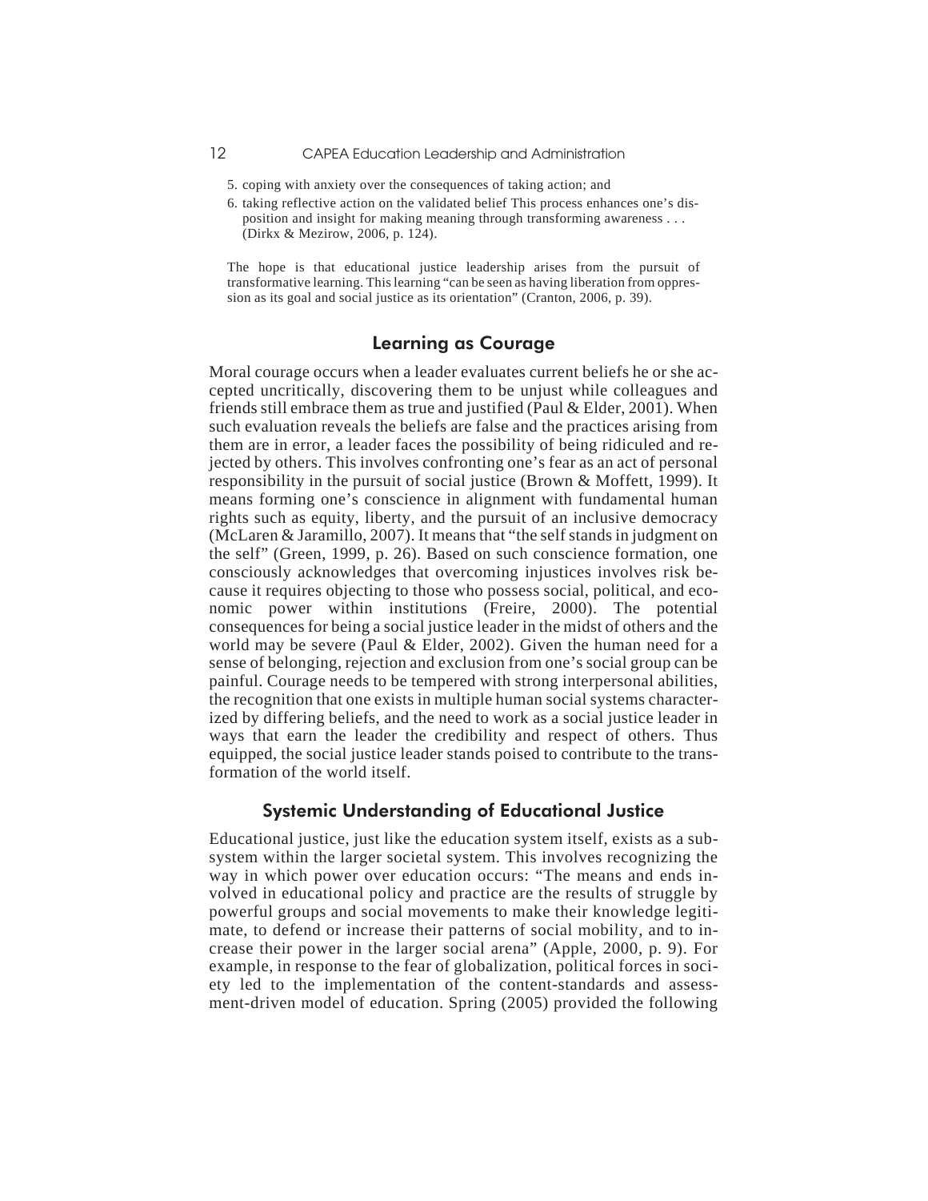5. coping with anxiety over the consequences of taking action; and
6. taking reflective action on the validated belief This process enhances one's disposition and insight for making meaning through transforming awareness . . . (Dirkx & Mezirow, 2006, p. 124).

The hope is that educational justice leadership arises from the pursuit of transformative learning. This learning "can be seen as having liberation from oppression as its goal and social justice as its orientation" (Cranton, 2006, p. 39).

## Learning as Courage

Moral courage occurs when a leader evaluates current beliefs he or she accepted uncritically, discovering them to be unjust while colleagues and friends still embrace them as true and justified (Paul & Elder, 2001). When such evaluation reveals the beliefs are false and the practices arising from them are in error, a leader faces the possibility of being ridiculed and rejected by others. This involves confronting one's fear as an act of personal responsibility in the pursuit of social justice (Brown & Moffett, 1999). It means forming one's conscience in alignment with fundamental human rights such as equity, liberty, and the pursuit of an inclusive democracy (McLaren & Jaramillo, 2007). It means that "the self stands in judgment on the self" (Green, 1999, p. 26). Based on such conscience formation, one consciously acknowledges that overcoming injustices involves risk because it requires objecting to those who possess social, political, and economic power within institutions (Freire, 2000). The potential consequences for being a social justice leader in the midst of others and the world may be severe (Paul & Elder, 2002). Given the human need for a sense of belonging, rejection and exclusion from one's social group can be painful. Courage needs to be tempered with strong interpersonal abilities, the recognition that one exists in multiple human social systems characterized by differing beliefs, and the need to work as a social justice leader in ways that earn the leader the credibility and respect of others. Thus equipped, the social justice leader stands poised to contribute to the transformation of the world itself.

## Systemic Understanding of Educational Justice

Educational justice, just like the education system itself, exists as a subsystem within the larger societal system. This involves recognizing the way in which power over education occurs: "The means and ends involved in educational policy and practice are the results of struggle by powerful groups and social movements to make their knowledge legitimate, to defend or increase their patterns of social mobility, and to increase their power in the larger social arena" (Apple, 2000, p. 9). For example, in response to the fear of globalization, political forces in society led to the implementation of the content-standards and assessment-driven model of education. Spring (2005) provided the following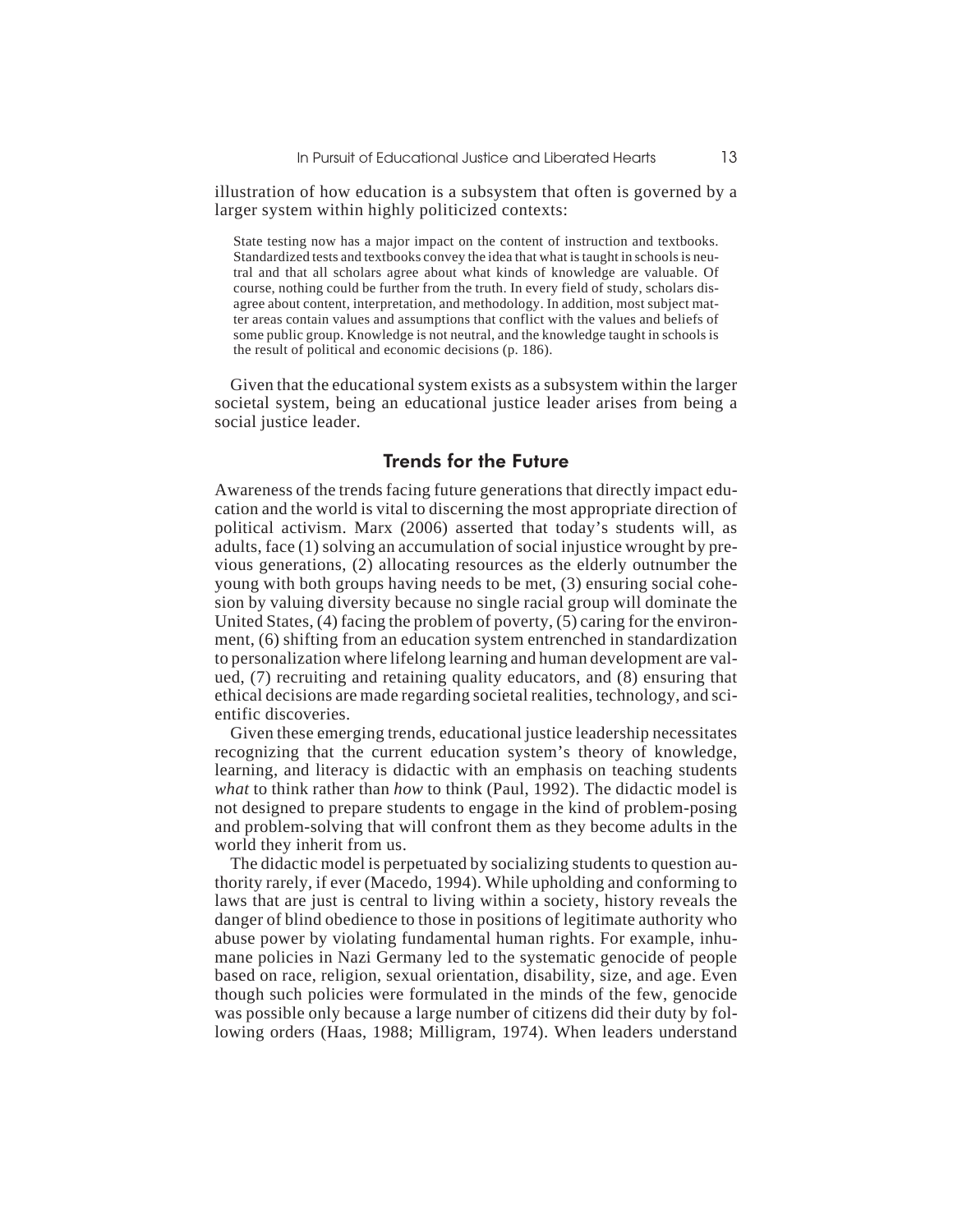illustration of how education is a subsystem that often is governed by a larger system within highly politicized contexts:

> State testing now has a major impact on the content of instruction and textbooks. Standardized tests and textbooks convey the idea that what is taught in schools is neutral and that all scholars agree about what kinds of knowledge are valuable. Of course, nothing could be further from the truth. In every field of study, scholars disagree about content, interpretation, and methodology. In addition, most subject matter areas contain values and assumptions that conflict with the values and beliefs of some public group. Knowledge is not neutral, and the knowledge taught in schools is the result of political and economic decisions (p. 186).

Given that the educational system exists as a subsystem within the larger societal system, being an educational justice leader arises from being a social justice leader.

## Trends for the Future

Awareness of the trends facing future generations that directly impact education and the world is vital to discerning the most appropriate direction of political activism. Marx (2006) asserted that today's students will, as adults, face (1) solving an accumulation of social injustice wrought by previous generations, (2) allocating resources as the elderly outnumber the young with both groups having needs to be met, (3) ensuring social cohesion by valuing diversity because no single racial group will dominate the United States, (4) facing the problem of poverty, (5) caring for the environment, (6) shifting from an education system entrenched in standardization to personalization where lifelong learning and human development are valued, (7) recruiting and retaining quality educators, and (8) ensuring that ethical decisions are made regarding societal realities, technology, and scientific discoveries.

Given these emerging trends, educational justice leadership necessitates recognizing that the current education system's theory of knowledge, learning, and literacy is didactic with an emphasis on teaching students *what* to think rather than *how* to think (Paul, 1992). The didactic model is not designed to prepare students to engage in the kind of problem-posing and problem-solving that will confront them as they become adults in the world they inherit from us.

The didactic model is perpetuated by socializing students to question authority rarely, if ever (Macedo, 1994). While upholding and conforming to laws that are just is central to living within a society, history reveals the danger of blind obedience to those in positions of legitimate authority who abuse power by violating fundamental human rights. For example, inhumane policies in Nazi Germany led to the systematic genocide of people based on race, religion, sexual orientation, disability, size, and age. Even though such policies were formulated in the minds of the few, genocide was possible only because a large number of citizens did their duty by following orders (Haas, 1988; Milligram, 1974). When leaders understand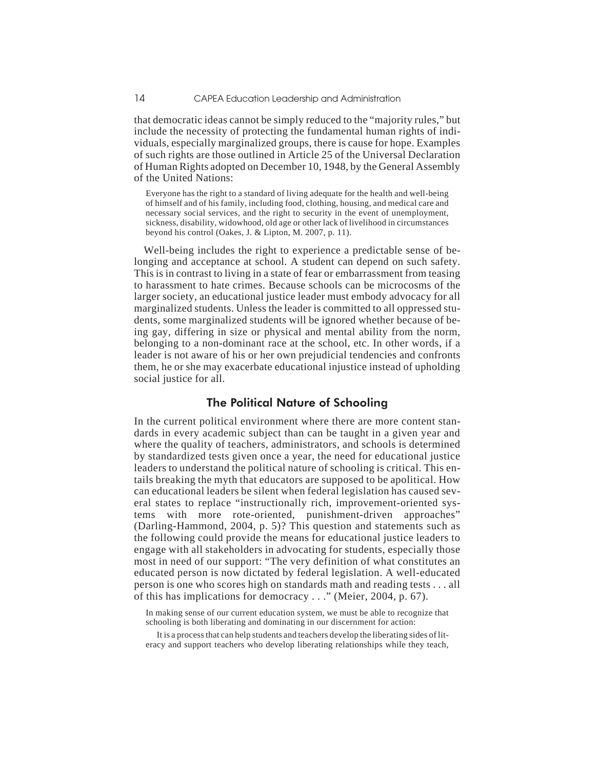that democratic ideas cannot be simply reduced to the "majority rules," but include the necessity of protecting the fundamental human rights of individuals, especially marginalized groups, there is cause for hope. Examples of such rights are those outlined in Article 25 of the Universal Declaration of Human Rights adopted on December 10, 1948, by the General Assembly of the United Nations:

> Everyone has the right to a standard of living adequate for the health and well-being of himself and of his family, including food, clothing, housing, and medical care and necessary social services, and the right to security in the event of unemployment, sickness, disability, widowhood, old age or other lack of livelihood in circumstances beyond his control (Oakes, J. & Lipton, M. 2007, p. 11).

Well-being includes the right to experience a predictable sense of belonging and acceptance at school. A student can depend on such safety. This is in contrast to living in a state of fear or embarrassment from teasing to harassment to hate crimes. Because schools can be microcosms of the larger society, an educational justice leader must embody advocacy for all marginalized students. Unless the leader is committed to all oppressed students, some marginalized students will be ignored whether because of being gay, differing in size or physical and mental ability from the norm, belonging to a non-dominant race at the school, etc. In other words, if a leader is not aware of his or her own prejudicial tendencies and confronts them, he or she may exacerbate educational injustice instead of upholding social justice for all.

## The Political Nature of Schooling

In the current political environment where there are more content standards in every academic subject than can be taught in a given year and where the quality of teachers, administrators, and schools is determined by standardized tests given once a year, the need for educational justice leaders to understand the political nature of schooling is critical. This entails breaking the myth that educators are supposed to be apolitical. How can educational leaders be silent when federal legislation has caused several states to replace "instructionally rich, improvement-oriented systems with more rote-oriented, punishment-driven approaches" (Darling-Hammond, 2004, p. 5)? This question and statements such as the following could provide the means for educational justice leaders to engage with all stakeholders in advocating for students, especially those most in need of our support: "The very definition of what constitutes an educated person is now dictated by federal legislation. A well-educated person is one who scores high on standards math and reading tests . . . all of this has implications for democracy . . ." (Meier, 2004, p. 67).

> In making sense of our current education system, we must be able to recognize that schooling is both liberating and dominating in our discernment for action:
>
> It is a process that can help students and teachers develop the liberating sides of literacy and support teachers who develop liberating relationships while they teach,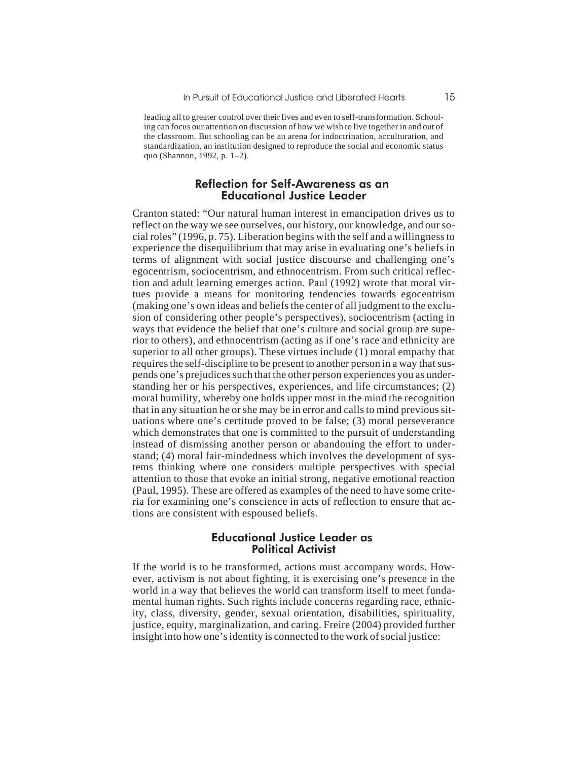leading all to greater control over their lives and even to self-transformation. Schooling can focus our attention on discussion of how we wish to live together in and out of the classroom. But schooling can be an arena for indoctrination, acculturation, and standardization, an institution designed to reproduce the social and economic status quo (Shannon, 1992, p. 1–2).

## Reflection for Self-Awareness as an Educational Justice Leader

Cranton stated: "Our natural human interest in emancipation drives us to reflect on the way we see ourselves, our history, our knowledge, and our social roles" (1996, p. 75). Liberation begins with the self and a willingness to experience the disequilibrium that may arise in evaluating one's beliefs in terms of alignment with social justice discourse and challenging one's egocentrism, sociocentrism, and ethnocentrism. From such critical reflection and adult learning emerges action. Paul (1992) wrote that moral virtues provide a means for monitoring tendencies towards egocentrism (making one's own ideas and beliefs the center of all judgment to the exclusion of considering other people's perspectives), sociocentrism (acting in ways that evidence the belief that one's culture and social group are superior to others), and ethnocentrism (acting as if one's race and ethnicity are superior to all other groups). These virtues include (1) moral empathy that requires the self-discipline to be present to another person in a way that suspends one's prejudices such that the other person experiences you as understanding her or his perspectives, experiences, and life circumstances; (2) moral humility, whereby one holds upper most in the mind the recognition that in any situation he or she may be in error and calls to mind previous situations where one's certitude proved to be false; (3) moral perseverance which demonstrates that one is committed to the pursuit of understanding instead of dismissing another person or abandoning the effort to understand; (4) moral fair-mindedness which involves the development of systems thinking where one considers multiple perspectives with special attention to those that evoke an initial strong, negative emotional reaction (Paul, 1995). These are offered as examples of the need to have some criteria for examining one's conscience in acts of reflection to ensure that actions are consistent with espoused beliefs.

## Educational Justice Leader as Political Activist

If the world is to be transformed, actions must accompany words. However, activism is not about fighting, it is exercising one's presence in the world in a way that believes the world can transform itself to meet fundamental human rights. Such rights include concerns regarding race, ethnicity, class, diversity, gender, sexual orientation, disabilities, spirituality, justice, equity, marginalization, and caring. Freire (2004) provided further insight into how one's identity is connected to the work of social justice: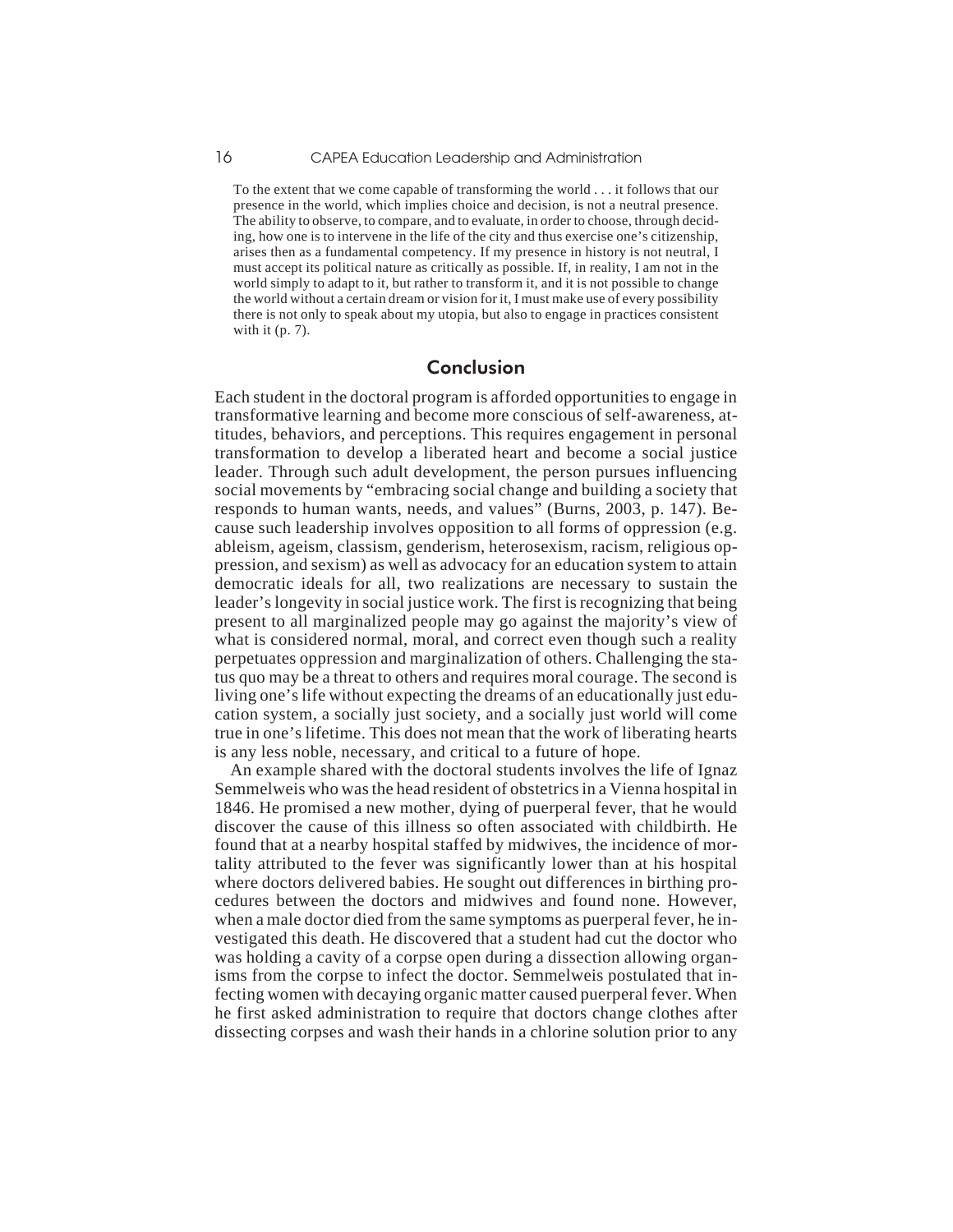> To the extent that we come capable of transforming the world . . . it follows that our presence in the world, which implies choice and decision, is not a neutral presence. The ability to observe, to compare, and to evaluate, in order to choose, through deciding, how one is to intervene in the life of the city and thus exercise one's citizenship, arises then as a fundamental competency. If my presence in history is not neutral, I must accept its political nature as critically as possible. If, in reality, I am not in the world simply to adapt to it, but rather to transform it, and it is not possible to change the world without a certain dream or vision for it, I must make use of every possibility there is not only to speak about my utopia, but also to engage in practices consistent with it (p. 7).

## Conclusion

Each student in the doctoral program is afforded opportunities to engage in transformative learning and become more conscious of self-awareness, attitudes, behaviors, and perceptions. This requires engagement in personal transformation to develop a liberated heart and become a social justice leader. Through such adult development, the person pursues influencing social movements by "embracing social change and building a society that responds to human wants, needs, and values" (Burns, 2003, p. 147). Because such leadership involves opposition to all forms of oppression (e.g. ableism, ageism, classism, genderism, heterosexism, racism, religious oppression, and sexism) as well as advocacy for an education system to attain democratic ideals for all, two realizations are necessary to sustain the leader's longevity in social justice work. The first is recognizing that being present to all marginalized people may go against the majority's view of what is considered normal, moral, and correct even though such a reality perpetuates oppression and marginalization of others. Challenging the status quo may be a threat to others and requires moral courage. The second is living one's life without expecting the dreams of an educationally just education system, a socially just society, and a socially just world will come true in one's lifetime. This does not mean that the work of liberating hearts is any less noble, necessary, and critical to a future of hope.

An example shared with the doctoral students involves the life of Ignaz Semmelweis who was the head resident of obstetrics in a Vienna hospital in 1846. He promised a new mother, dying of puerperal fever, that he would discover the cause of this illness so often associated with childbirth. He found that at a nearby hospital staffed by midwives, the incidence of mortality attributed to the fever was significantly lower than at his hospital where doctors delivered babies. He sought out differences in birthing procedures between the doctors and midwives and found none. However, when a male doctor died from the same symptoms as puerperal fever, he investigated this death. He discovered that a student had cut the doctor who was holding a cavity of a corpse open during a dissection allowing organisms from the corpse to infect the doctor. Semmelweis postulated that infecting women with decaying organic matter caused puerperal fever. When he first asked administration to require that doctors change clothes after dissecting corpses and wash their hands in a chlorine solution prior to any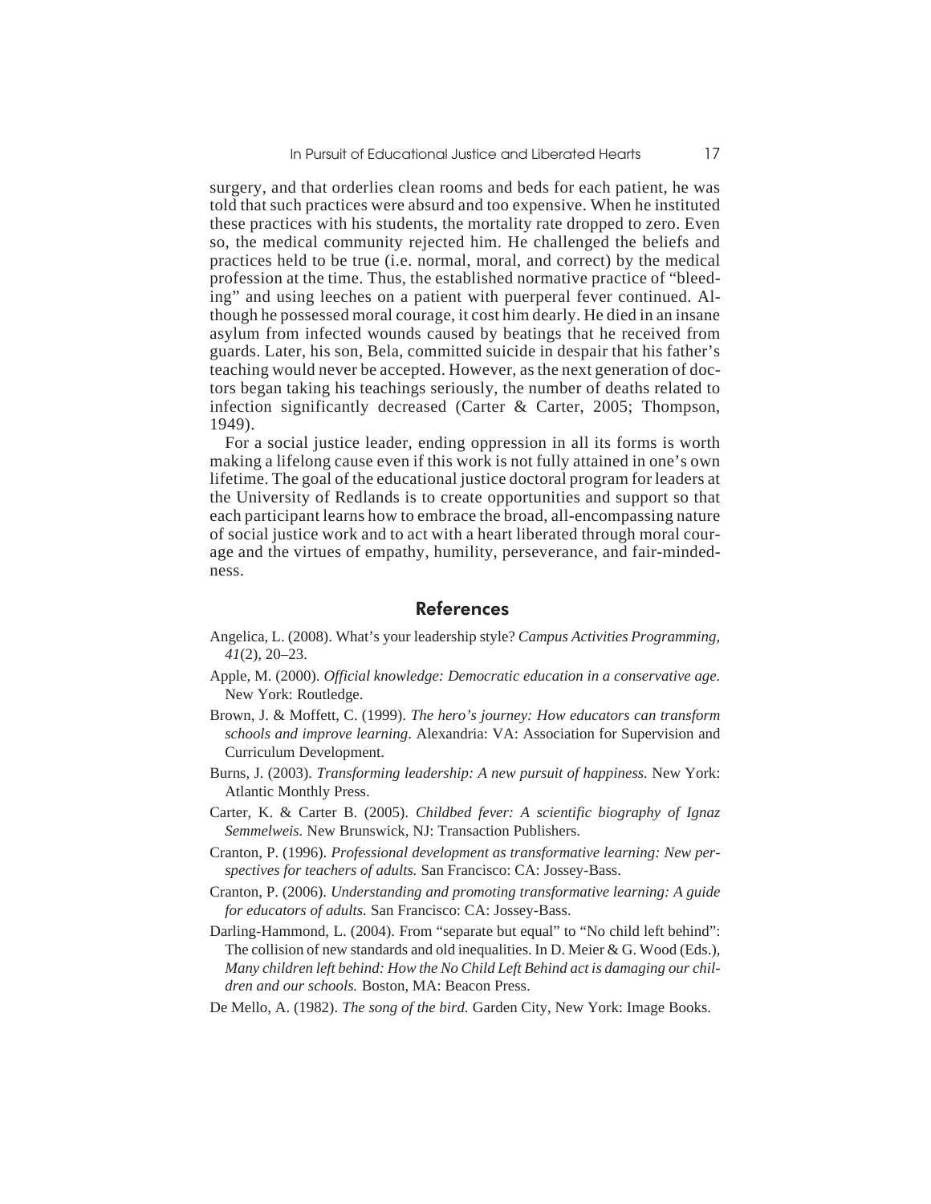surgery, and that orderlies clean rooms and beds for each patient, he was told that such practices were absurd and too expensive. When he instituted these practices with his students, the mortality rate dropped to zero. Even so, the medical community rejected him. He challenged the beliefs and practices held to be true (i.e. normal, moral, and correct) by the medical profession at the time. Thus, the established normative practice of "bleeding" and using leeches on a patient with puerperal fever continued. Although he possessed moral courage, it cost him dearly. He died in an insane asylum from infected wounds caused by beatings that he received from guards. Later, his son, Bela, committed suicide in despair that his father's teaching would never be accepted. However, as the next generation of doctors began taking his teachings seriously, the number of deaths related to infection significantly decreased (Carter & Carter, 2005; Thompson, 1949).

For a social justice leader, ending oppression in all its forms is worth making a lifelong cause even if this work is not fully attained in one's own lifetime. The goal of the educational justice doctoral program for leaders at the University of Redlands is to create opportunities and support so that each participant learns how to embrace the broad, all-encompassing nature of social justice work and to act with a heart liberated through moral courage and the virtues of empathy, humility, perseverance, and fair-mindedness.

## References

Angelica, L. (2008). What's your leadership style? *Campus Activities Programming, 41*(2), 20–23.

Apple, M. (2000). *Official knowledge: Democratic education in a conservative age.* New York: Routledge.

Brown, J. & Moffett, C. (1999). *The hero's journey: How educators can transform schools and improve learning.* Alexandria: VA: Association for Supervision and Curriculum Development.

Burns, J. (2003). *Transforming leadership: A new pursuit of happiness.* New York: Atlantic Monthly Press.

Carter, K. & Carter B. (2005). *Childbed fever: A scientific biography of Ignaz Semmelweis.* New Brunswick, NJ: Transaction Publishers.

Cranton, P. (1996). *Professional development as transformative learning: New perspectives for teachers of adults.* San Francisco: CA: Jossey-Bass.

Cranton, P. (2006). *Understanding and promoting transformative learning: A guide for educators of adults.* San Francisco: CA: Jossey-Bass.

Darling-Hammond, L. (2004). From "separate but equal" to "No child left behind": The collision of new standards and old inequalities. In D. Meier & G. Wood (Eds.), *Many children left behind: How the No Child Left Behind act is damaging our children and our schools.* Boston, MA: Beacon Press.

De Mello, A. (1982). *The song of the bird.* Garden City, New York: Image Books.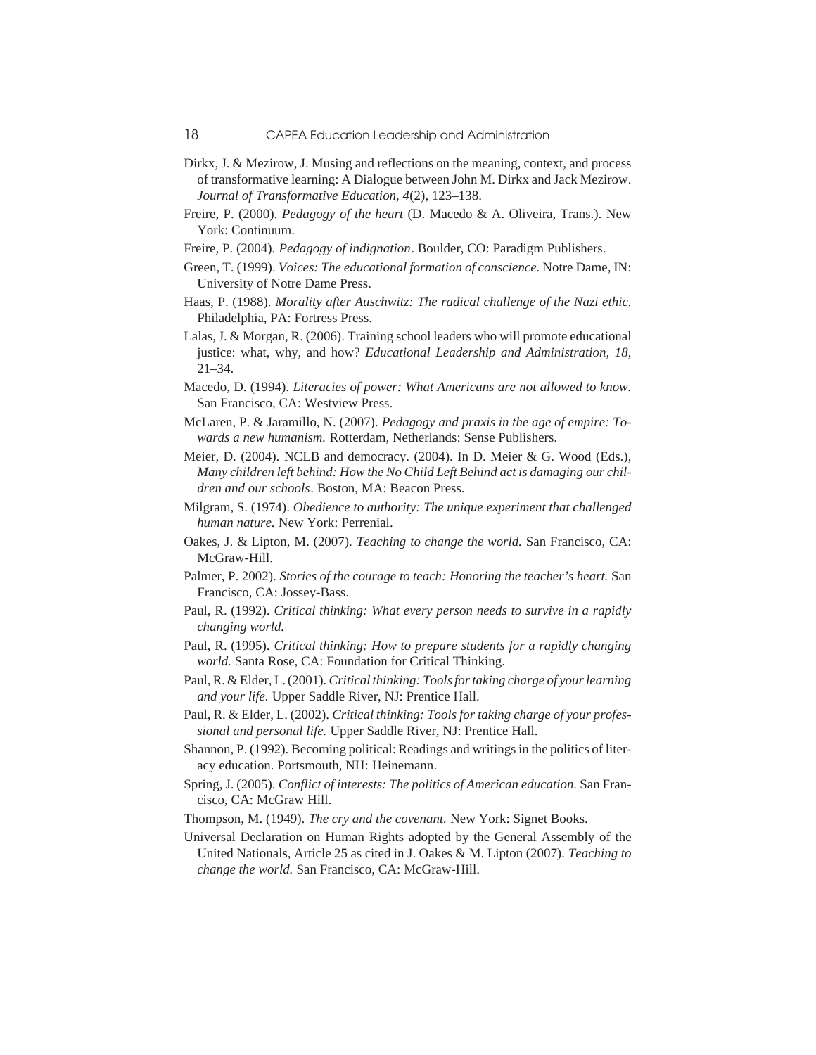Dirkx, J. & Mezirow, J. Musing and reflections on the meaning, context, and process of transformative learning: A Dialogue between John M. Dirkx and Jack Mezirow. *Journal of Transformative Education, 4*(2), 123–138.

Freire, P. (2000). *Pedagogy of the heart* (D. Macedo & A. Oliveira, Trans.). New York: Continuum.

Freire, P. (2004). *Pedagogy of indignation*. Boulder, CO: Paradigm Publishers.

Green, T. (1999). *Voices: The educational formation of conscience.* Notre Dame, IN: University of Notre Dame Press.

Haas, P. (1988). *Morality after Auschwitz: The radical challenge of the Nazi ethic.* Philadelphia, PA: Fortress Press.

Lalas, J. & Morgan, R. (2006). Training school leaders who will promote educational justice: what, why, and how? *Educational Leadership and Administration, 18,* 21–34.

Macedo, D. (1994). *Literacies of power: What Americans are not allowed to know.* San Francisco, CA: Westview Press.

McLaren, P. & Jaramillo, N. (2007). *Pedagogy and praxis in the age of empire: Towards a new humanism.* Rotterdam, Netherlands: Sense Publishers.

Meier, D. (2004). NCLB and democracy. (2004). In D. Meier & G. Wood (Eds.), *Many children left behind: How the No Child Left Behind act is damaging our children and our schools*. Boston, MA: Beacon Press.

Milgram, S. (1974). *Obedience to authority: The unique experiment that challenged human nature.* New York: Perrenial.

Oakes, J. & Lipton, M. (2007). *Teaching to change the world.* San Francisco, CA: McGraw-Hill.

Palmer, P. 2002). *Stories of the courage to teach: Honoring the teacher's heart.* San Francisco, CA: Jossey-Bass.

Paul, R. (1992). *Critical thinking: What every person needs to survive in a rapidly changing world.*

Paul, R. (1995). *Critical thinking: How to prepare students for a rapidly changing world.* Santa Rose, CA: Foundation for Critical Thinking.

Paul, R. & Elder, L. (2001). *Critical thinking: Tools for taking charge of your learning and your life.* Upper Saddle River, NJ: Prentice Hall.

Paul, R. & Elder, L. (2002). *Critical thinking: Tools for taking charge of your professional and personal life.* Upper Saddle River, NJ: Prentice Hall.

Shannon, P. (1992). Becoming political: Readings and writings in the politics of literacy education. Portsmouth, NH: Heinemann.

Spring, J. (2005). *Conflict of interests: The politics of American education.* San Francisco, CA: McGraw Hill.

Thompson, M. (1949). *The cry and the covenant.* New York: Signet Books.

Universal Declaration on Human Rights adopted by the General Assembly of the United Nationals, Article 25 as cited in J. Oakes & M. Lipton (2007). *Teaching to change the world.* San Francisco, CA: McGraw-Hill.